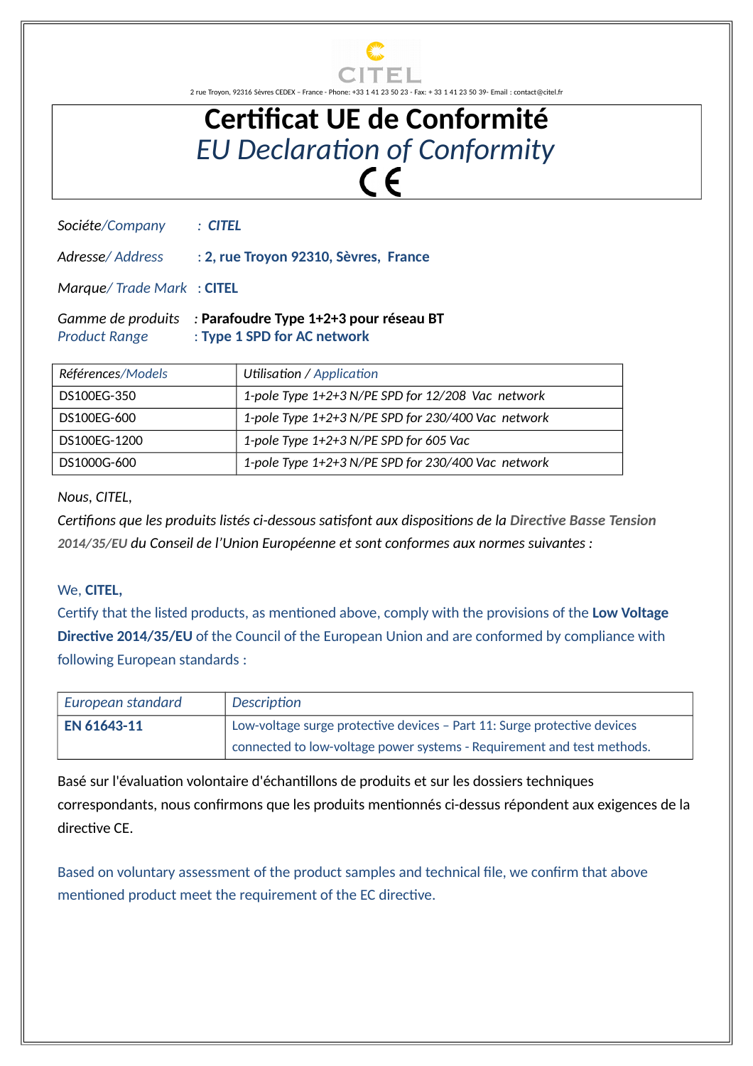CITEL

2 rue Troyon, 92316 Sèvres CEDEX – France - Phone: +33 1 41 23 50 23 - Fax: + 33 1 41 23 50 39- Email : contact@citel.fr

# Certificat UE de Conformité
## *EU Declaration of Conformity*

CE

*Sociéte/Company* : ***CITEL***

*Adresse/ Address* : **2, rue Troyon 92310, Sèvres, France**

*Marque/ Trade Mark* : **CITEL**

*Gamme de produits* : **Parafoudre Type 1+2+3 pour réseau BT**
*Product Range* : **Type 1 SPD for AC network**

| *Références/Models* | *Utilisation / Application* |
|---|---|
| DS100EG-350 | *1-pole Type 1+2+3 N/PE SPD for 12/208 Vac network* |
| DS100EG-600 | *1-pole Type 1+2+3 N/PE SPD for 230/400 Vac network* |
| DS100EG-1200 | *1-pole Type 1+2+3 N/PE SPD for 605 Vac* |
| DS1000G-600 | *1-pole Type 1+2+3 N/PE SPD for 230/400 Vac network* |

*Nous, CITEL,*

*Certifions que les produits listés ci-dessous satisfont aux dispositions de la* ***Directive Basse Tension 2014/35/EU*** *du Conseil de l'Union Européenne et sont conformes aux normes suivantes :*

We, **CITEL,**

Certify that the listed products, as mentioned above, comply with the provisions of the **Low Voltage Directive 2014/35/EU** of the Council of the European Union and are conformed by compliance with following European standards :

| *European standard* | *Description* |
|---|---|
| **EN 61643-11** | Low-voltage surge protective devices – Part 11: Surge protective devices connected to low-voltage power systems - Requirement and test methods. |

Basé sur l'évaluation volontaire d'échantillons de produits et sur les dossiers techniques correspondants, nous confirmons que les produits mentionnés ci-dessus répondent aux exigences de la directive CE.

Based on voluntary assessment of the product samples and technical file, we confirm that above mentioned product meet the requirement of the EC directive.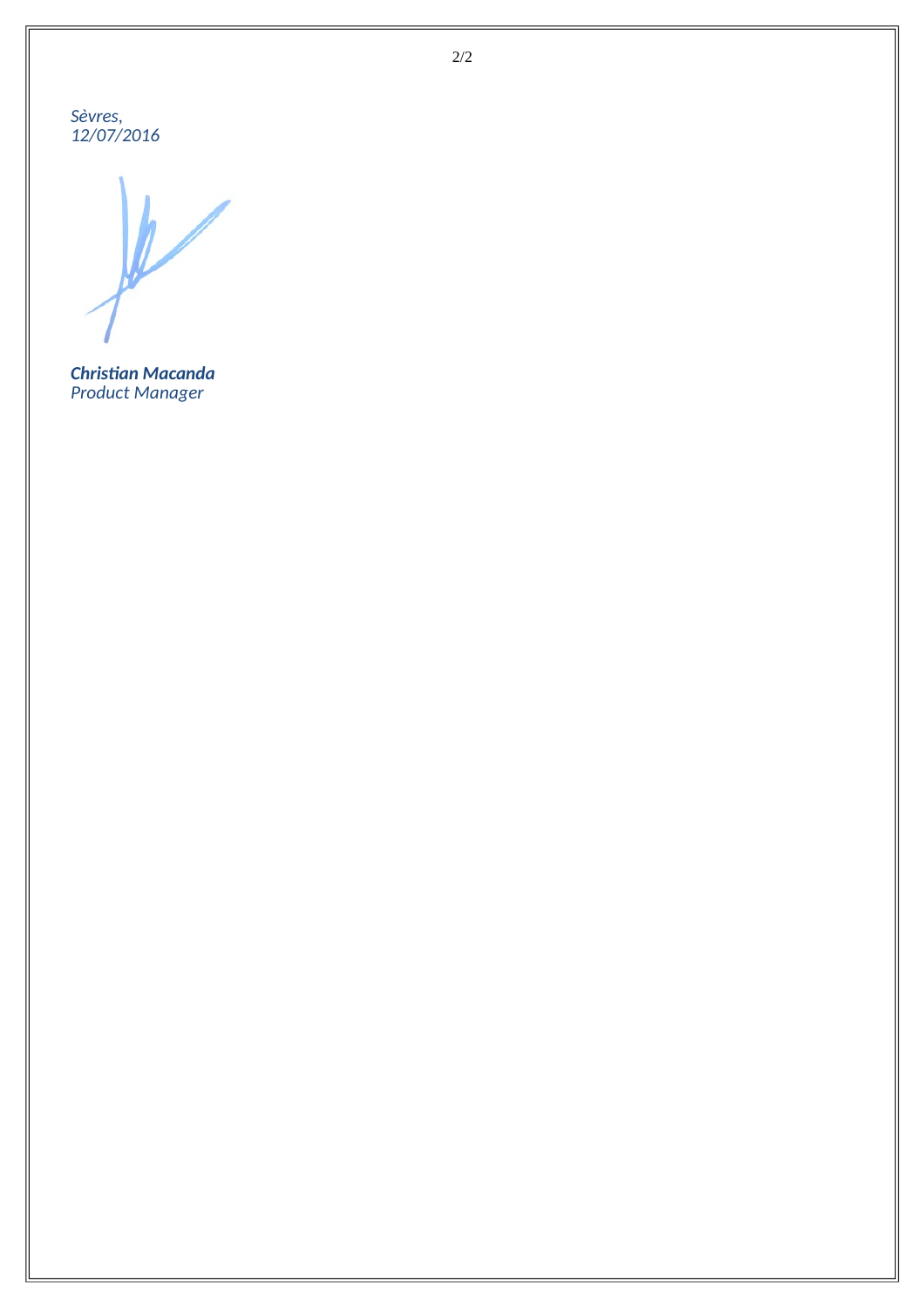*Sèvres,*
*12/07/2016*

***Christian Macanda***
*Product Manager*